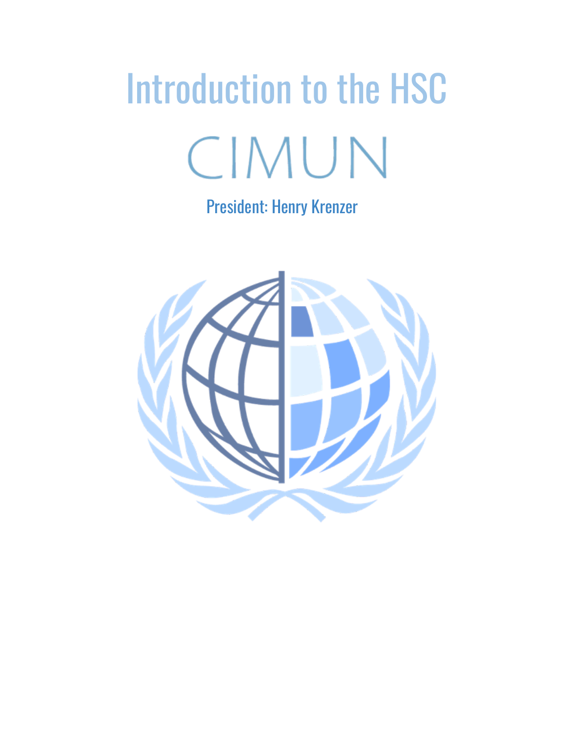# Introduction to the HSC

CIMUN

President: Henry Krenzer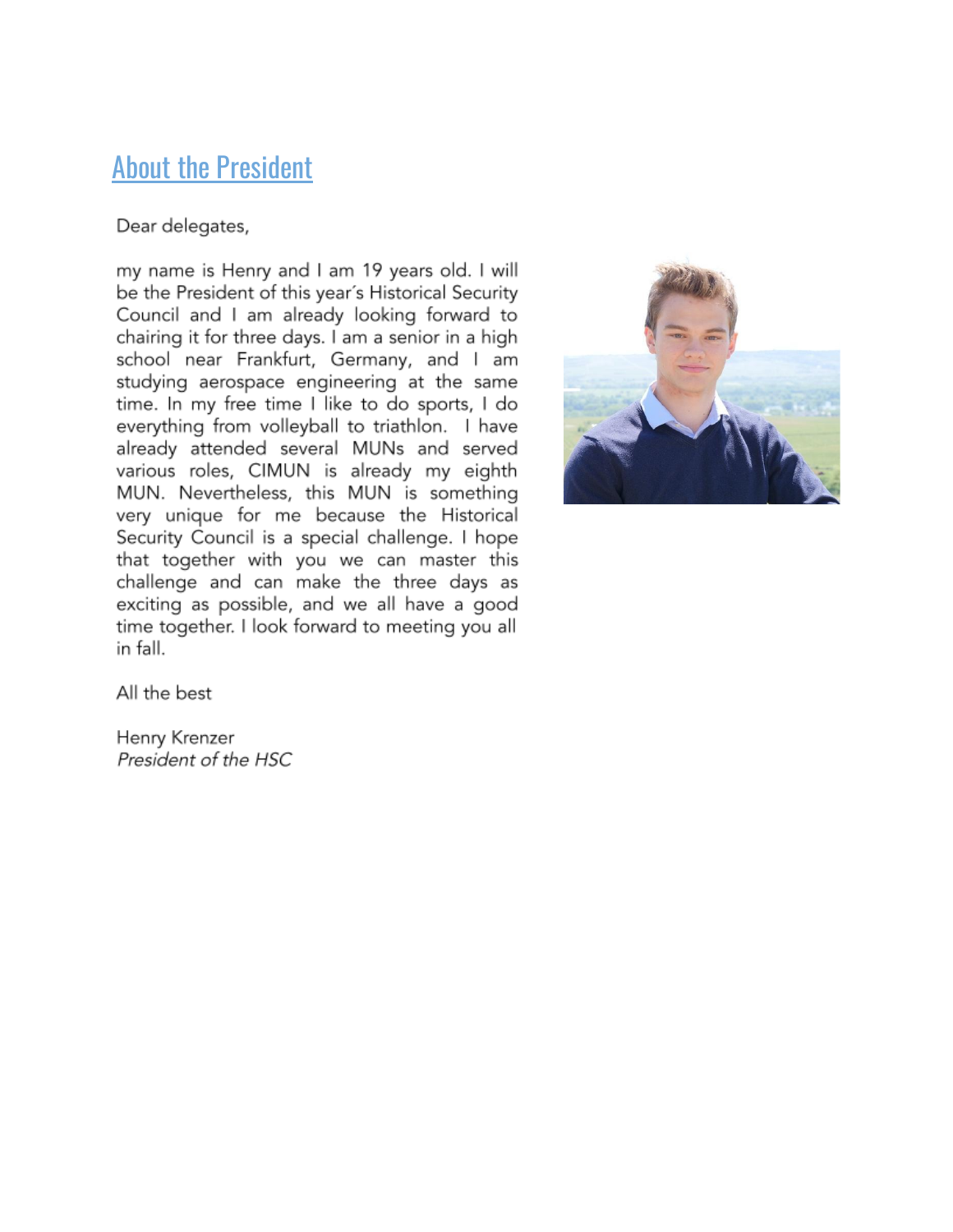## About the President

Dear delegates,

my name is Henry and I am 19 years old. I will be the President of this year´s Historical Security Council and I am already looking forward to chairing it for three days. I am a senior in a high school near Frankfurt, Germany, and I am studying aerospace engineering at the same time. In my free time I like to do sports, I do everything from volleyball to triathlon. I have already attended several MUNs and served various roles, CIMUN is already my eighth MUN. Nevertheless, this MUN is something very unique for me because the Historical Security Council is a special challenge. I hope that together with you we can master this challenge and can make the three days as exciting as possible, and we all have a good time together. I look forward to meeting you all in fall.

All the best

Henry Krenzer
*President of the HSC*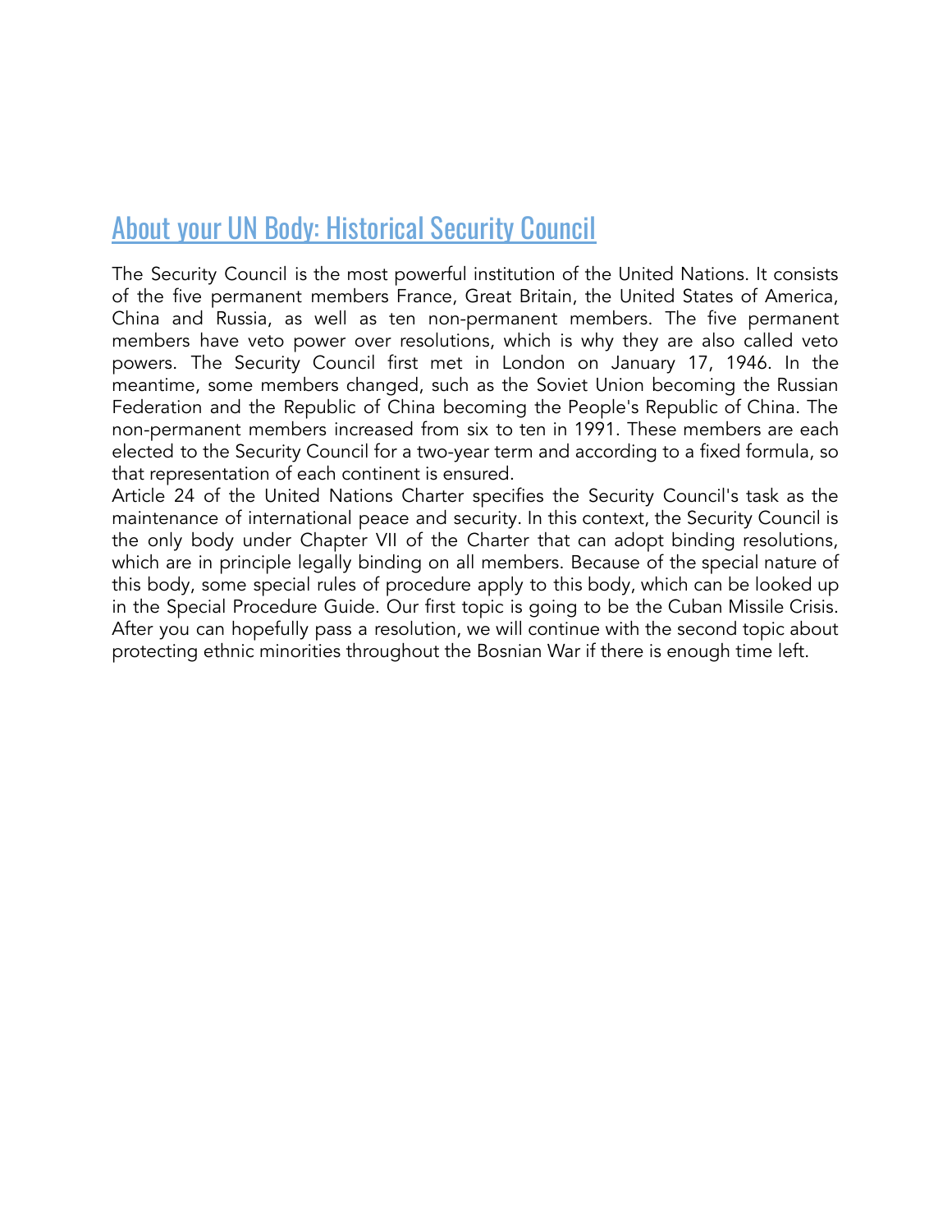## About your UN Body: Historical Security Council

The Security Council is the most powerful institution of the United Nations. It consists of the five permanent members France, Great Britain, the United States of America, China and Russia, as well as ten non-permanent members. The five permanent members have veto power over resolutions, which is why they are also called veto powers. The Security Council first met in London on January 17, 1946. In the meantime, some members changed, such as the Soviet Union becoming the Russian Federation and the Republic of China becoming the People's Republic of China. The non-permanent members increased from six to ten in 1991. These members are each elected to the Security Council for a two-year term and according to a fixed formula, so that representation of each continent is ensured.
Article 24 of the United Nations Charter specifies the Security Council's task as the maintenance of international peace and security. In this context, the Security Council is the only body under Chapter VII of the Charter that can adopt binding resolutions, which are in principle legally binding on all members. Because of the special nature of this body, some special rules of procedure apply to this body, which can be looked up in the Special Procedure Guide. Our first topic is going to be the Cuban Missile Crisis. After you can hopefully pass a resolution, we will continue with the second topic about protecting ethnic minorities throughout the Bosnian War if there is enough time left.